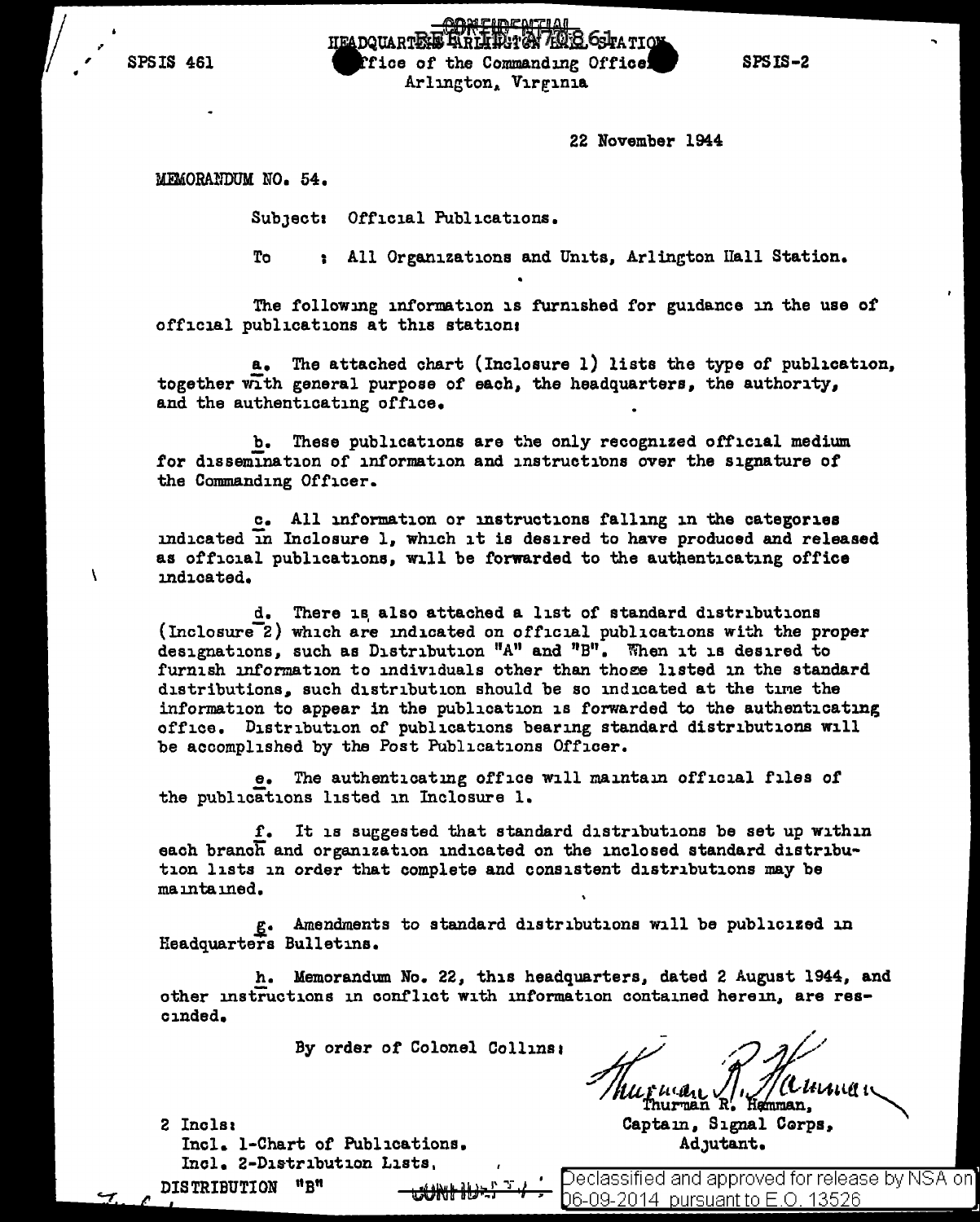SPSIS 461

CONFIDENTIAL

HEADQUARTERS ARLINGTON HALL STATION
Office of the Commanding Officer
Arlington, Virginia

SPSIS-2

22 November 1944

MEMORANDUM NO. 54.

Subject: Official Publications.

To : All Organizations and Units, Arlington Hall Station.

The following information is furnished for guidance in the use of official publications at this station:

a. The attached chart (Inclosure 1) lists the type of publication, together with general purpose of each, the headquarters, the authority, and the authenticating office.

b. These publications are the only recognized official medium for dissemination of information and instructions over the signature of the Commanding Officer.

c. All information or instructions falling in the categories indicated in Inclosure 1, which it is desired to have produced and released as official publications, will be forwarded to the authenticating office indicated.

d. There is also attached a list of standard distributions (Inclosure 2) which are indicated on official publications with the proper designations, such as Distribution "A" and "B". When it is desired to furnish information to individuals other than those listed in the standard distributions, such distribution should be so indicated at the time the information to appear in the publication is forwarded to the authenticating office. Distribution of publications bearing standard distributions will be accomplished by the Post Publications Officer.

e. The authenticating office will maintain official files of the publications listed in Inclosure 1.

f. It is suggested that standard distributions be set up within each branch and organization indicated on the inclosed standard distribution lists in order that complete and consistent distributions may be maintained.

g. Amendments to standard distributions will be publicized in Headquarters Bulletins.

h. Memorandum No. 22, this headquarters, dated 2 August 1944, and other instructions in conflict with information contained herein, are rescinded.

By order of Colonel Collins:

Thurman R. Hamman,
Captain, Signal Corps,
Adjutant.

2 Incls:
Incl. 1-Chart of Publications.
Incl. 2-Distribution Lists.

DISTRIBUTION "B"

CONFIDENTIAL

Declassified and approved for release by NSA on 06-09-2014 pursuant to E.O. 13526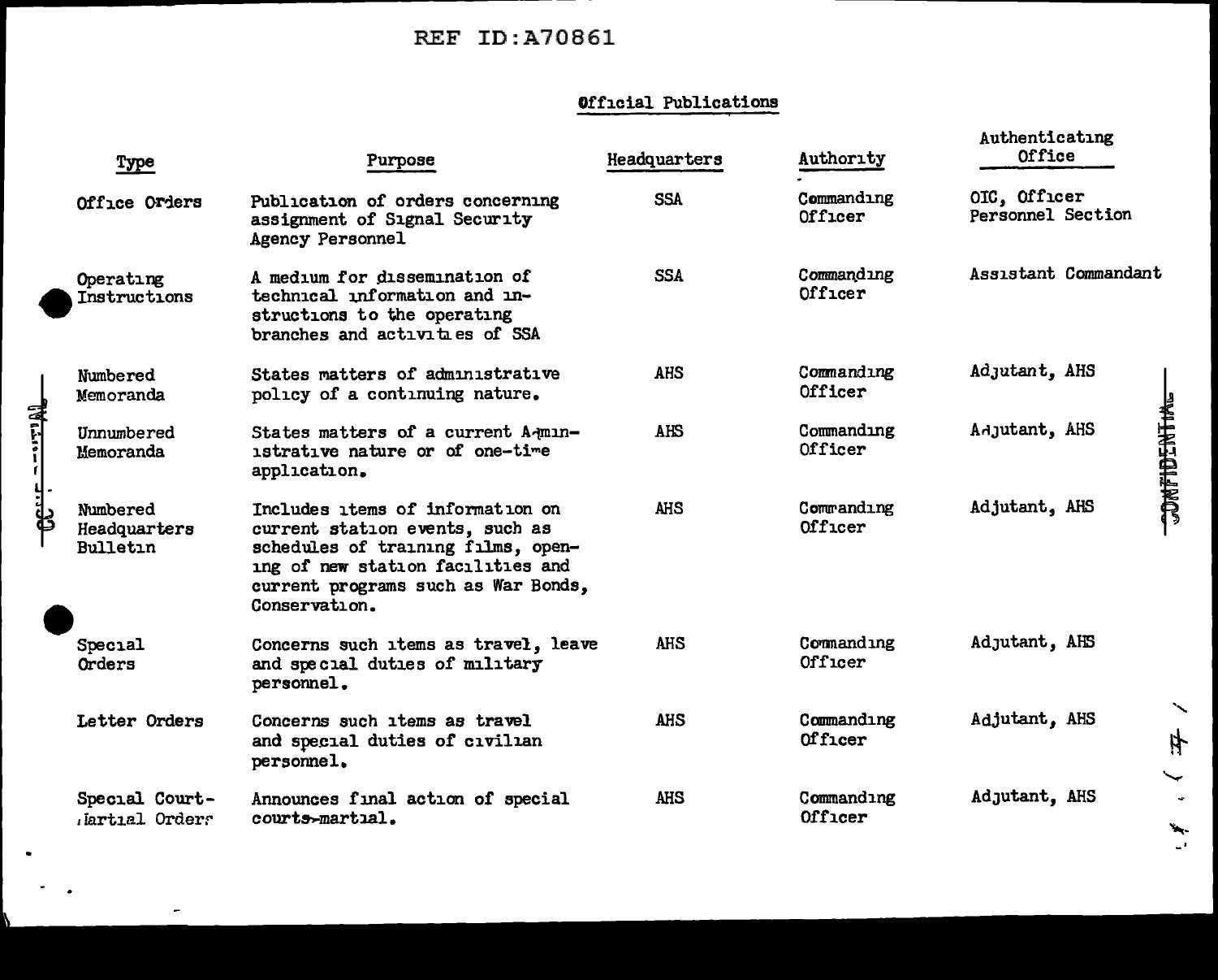REF ID:A70861

## Official Publications

| Type | Purpose | Headquarters | Authority | Authenticating Office |
|---|---|---|---|---|
| Office Orders | Publication of orders concerning assignment of Signal Security Agency Personnel | SSA | Commanding Officer | OIC, Officer Personnel Section |
| Operating Instructions | A medium for dissemination of technical information and instructions to the operating branches and activities of SSA | SSA | Commanding Officer | Assistant Commandant |
| Numbered Memoranda | States matters of administrative policy of a continuing nature. | AHS | Commanding Officer | Adjutant, AHS |
| Unnumbered Memoranda | States matters of a current Administrative nature or of one-time application. | AHS | Commanding Officer | Adjutant, AHS |
| Numbered Headquarters Bulletin | Includes items of information on current station events, such as schedules of training films, opening of new station facilities and current programs such as War Bonds, Conservation. | AHS | Commanding Officer | Adjutant, AHS |
| Special Orders | Concerns such items as travel, leave and special duties of military personnel. | AHS | Commanding Officer | Adjutant, AHS |
| Letter Orders | Concerns such items as travel and special duties of civilian personnel. | AHS | Commanding Officer | Adjutant, AHS |
| Special Court-Martial Orders | Announces final action of special courts-martial. | AHS | Commanding Officer | Adjutant, AHS |

CONFIDENTIAL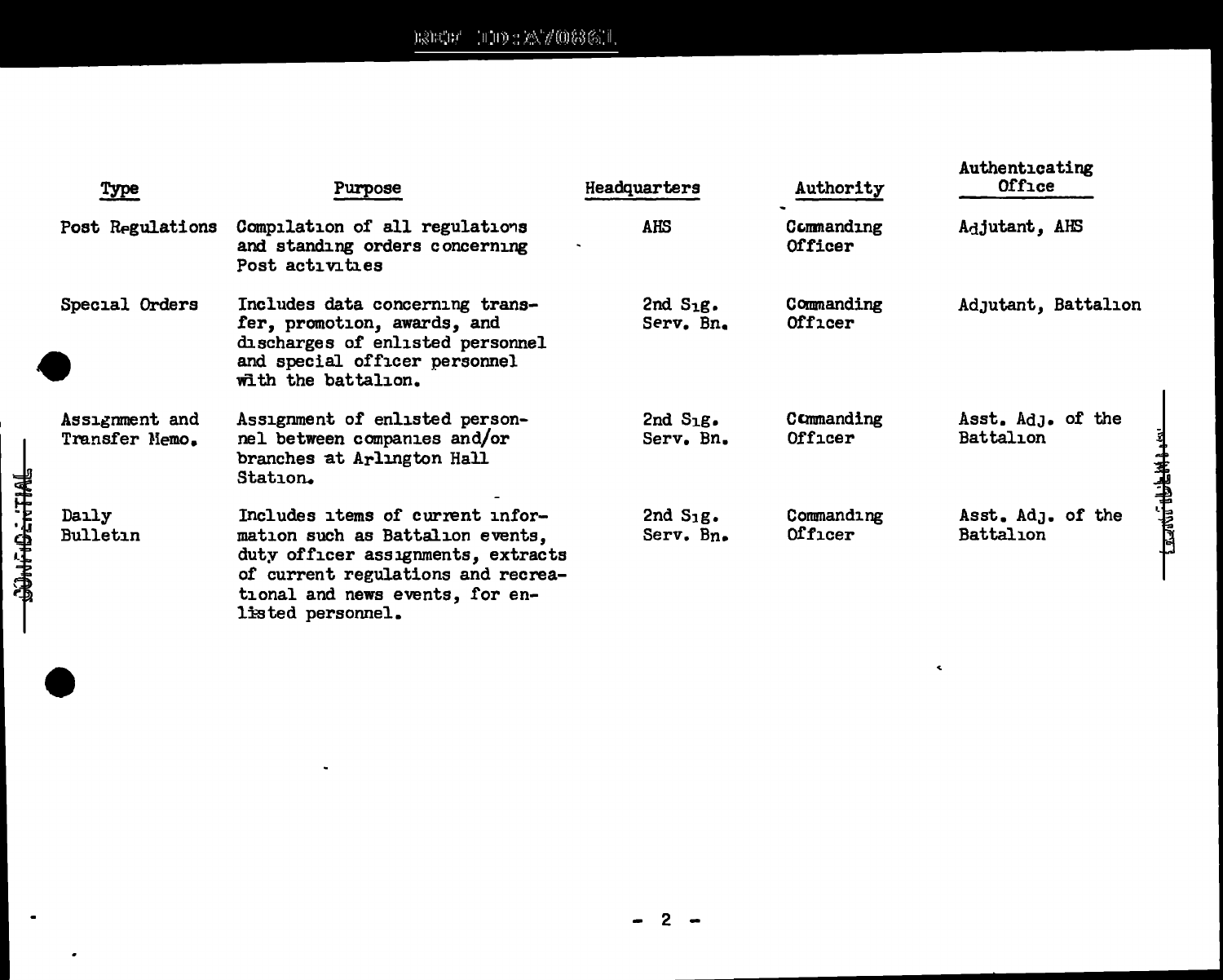| Type | Purpose | Headquarters | Authority | Authenticating Office |
| --- | --- | --- | --- | --- |
| Post Regulations | Compilation of all regulations and standing orders concerning Post activities | AHS | Commanding Officer | Adjutant, AHS |
| Special Orders | Includes data concerning transfer, promotion, awards, and discharges of enlisted personnel and special officer personnel with the battalion. | 2nd Sig. Serv. Bn. | Commanding Officer | Adjutant, Battalion |
| Assignment and Transfer Memo. | Assignment of enlisted personnel between companies and/or branches at Arlington Hall Station. | 2nd Sig. Serv. Bn. | Commanding Officer | Asst. Adj. of the Battalion |
| Daily Bulletin | Includes items of current information such as Battalion events, duty officer assignments, extracts of current regulations and recreational and news events, for enlisted personnel. | 2nd Sig. Serv. Bn. | Commanding Officer | Asst. Adj. of the Battalion |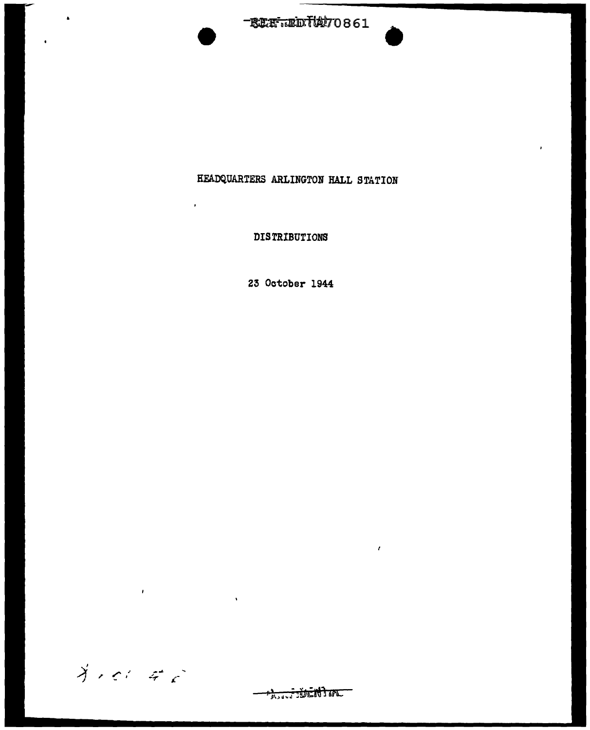HEADQUARTERS ARLINGTON HALL STATION

DISTRIBUTIONS

23 October 1944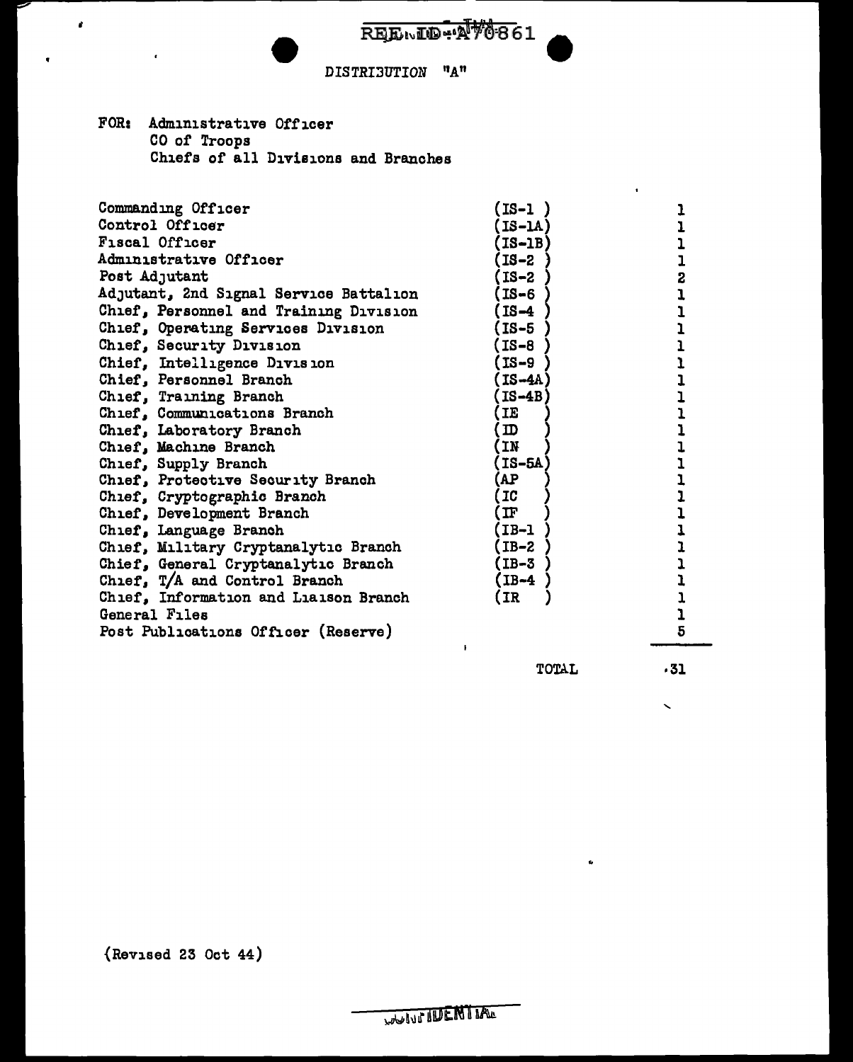REF ID:A70861

DISTRIBUTION "A"

FOR: Administrative Officer
CO of Troops
Chiefs of all Divisions and Branches

| | | |
|---|---|---|
| Commanding Officer | (IS-1 ) | 1 |
| Control Officer | (IS-1A) | 1 |
| Fiscal Officer | (IS-1B) | 1 |
| Administrative Officer | (IS-2 ) | 1 |
| Post Adjutant | (IS-2 ) | 2 |
| Adjutant, 2nd Signal Service Battalion | (IS-6 ) | 1 |
| Chief, Personnel and Training Division | (IS-4 ) | 1 |
| Chief, Operating Services Division | (IS-5 ) | 1 |
| Chief, Security Division | (IS-8 ) | 1 |
| Chief, Intelligence Division | (IS-9 ) | 1 |
| Chief, Personnel Branch | (IS-4A) | 1 |
| Chief, Training Branch | (IS-4B) | 1 |
| Chief, Communications Branch | (IE ) | 1 |
| Chief, Laboratory Branch | (ID ) | 1 |
| Chief, Machine Branch | (IN ) | 1 |
| Chief, Supply Branch | (IS-5A) | 1 |
| Chief, Protective Security Branch | (AP ) | 1 |
| Chief, Cryptographic Branch | (IC ) | 1 |
| Chief, Development Branch | (IF ) | 1 |
| Chief, Language Branch | (IB-1 ) | 1 |
| Chief, Military Cryptanalytic Branch | (IB-2 ) | 1 |
| Chief, General Cryptanalytic Branch | (IB-3 ) | 1 |
| Chief, T/A and Control Branch | (IB-4 ) | 1 |
| Chief, Information and Liaison Branch | (IR ) | 1 |
| General Files | | 1 |
| Post Publications Officer (Reserve) | | 5 |
| | TOTAL | 31 |

(Revised 23 Oct 44)

CONFIDENTIAL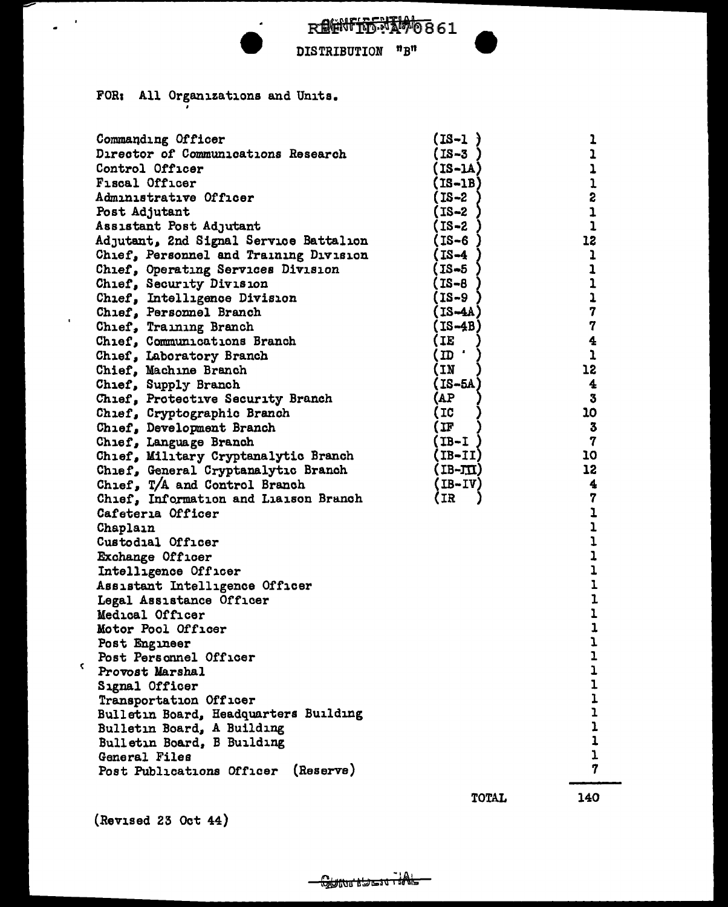REF ID:A70861

DISTRIBUTION "B"

FOR: All Organizations and Units.

| | | |
|---|---|---|
| Commanding Officer | (IS-1 ) | 1 |
| Director of Communications Research | (IS-3 ) | 1 |
| Control Officer | (IS-1A) | 1 |
| Fiscal Officer | (IS-1B) | 1 |
| Administrative Officer | (IS-2 ) | 2 |
| Post Adjutant | (IS-2 ) | 1 |
| Assistant Post Adjutant | (IS-2 ) | 1 |
| Adjutant, 2nd Signal Service Battalion | (IS-6 ) | 12 |
| Chief, Personnel and Training Division | (IS-4 ) | 1 |
| Chief, Operating Services Division | (IS-5 ) | 1 |
| Chief, Security Division | (IS-8 ) | 1 |
| Chief, Intelligence Division | (IS-9 ) | 1 |
| Chief, Personnel Branch | (IS-4A) | 7 |
| Chief, Training Branch | (IS-4B) | 7 |
| Chief, Communications Branch | (IE ) | 4 |
| Chief, Laboratory Branch | (ID ) | 1 |
| Chief, Machine Branch | (IN ) | 12 |
| Chief, Supply Branch | (IS-5A) | 4 |
| Chief, Protective Security Branch | (AP ) | 3 |
| Chief, Cryptographic Branch | (IC ) | 10 |
| Chief, Development Branch | (IF ) | 3 |
| Chief, Language Branch | (IB-I ) | 7 |
| Chief, Military Cryptanalytic Branch | (IB-II) | 10 |
| Chief, General Cryptanalytic Branch | (IB-III) | 12 |
| Chief, T/A and Control Branch | (IB-IV) | 4 |
| Chief, Information and Liaison Branch | (IR ) | 7 |
| Cafeteria Officer | | 1 |
| Chaplain | | 1 |
| Custodial Officer | | 1 |
| Exchange Officer | | 1 |
| Intelligence Officer | | 1 |
| Assistant Intelligence Officer | | 1 |
| Legal Assistance Officer | | 1 |
| Medical Officer | | 1 |
| Motor Pool Officer | | 1 |
| Post Engineer | | 1 |
| Post Personnel Officer | | 1 |
| Provost Marshal | | 1 |
| Signal Officer | | 1 |
| Transportation Officer | | 1 |
| Bulletin Board, Headquarters Building | | 1 |
| Bulletin Board, A Building | | 1 |
| Bulletin Board, B Building | | 1 |
| General Files | | 1 |
| Post Publications Officer (Reserve) | | 7 |
| | TOTAL | 140 |

(Revised 23 Oct 44)

CONFIDENTIAL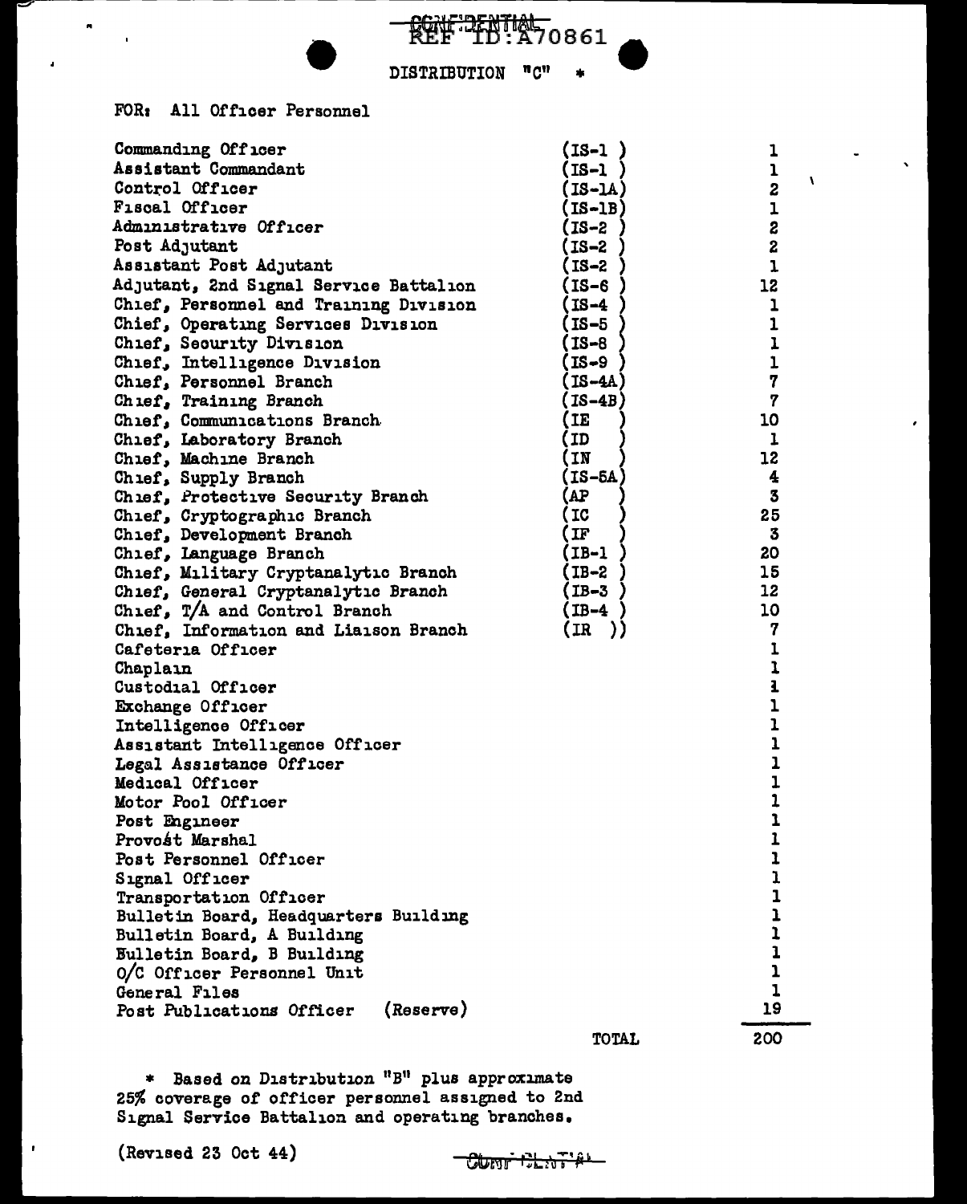CONFIDENTIAL
REF ID:A70861

DISTRIBUTION "C" *

FOR: All Officer Personnel

| | | |
|---|---|---|
| Commanding Officer | (IS-1 ) | 1 |
| Assistant Commandant | (IS-1 ) | 1 |
| Control Officer | (IS-1A) | 2 |
| Fiscal Officer | (IS-1B) | 1 |
| Administrative Officer | (IS-2 ) | 2 |
| Post Adjutant | (IS-2 ) | 2 |
| Assistant Post Adjutant | (IS-2 ) | 1 |
| Adjutant, 2nd Signal Service Battalion | (IS-6 ) | 12 |
| Chief, Personnel and Training Division | (IS-4 ) | 1 |
| Chief, Operating Services Division | (IS-5 ) | 1 |
| Chief, Security Division | (IS-8 ) | 1 |
| Chief, Intelligence Division | (IS-9 ) | 1 |
| Chief, Personnel Branch | (IS-4A) | 7 |
| Chief, Training Branch | (IS-4B) | 7 |
| Chief, Communications Branch | (IE ) | 10 |
| Chief, Laboratory Branch | (ID ) | 1 |
| Chief, Machine Branch | (IN ) | 12 |
| Chief, Supply Branch | (IS-5A) | 4 |
| Chief, Protective Security Branch | (AP ) | 3 |
| Chief, Cryptographic Branch | (IC ) | 25 |
| Chief, Development Branch | (IF ) | 3 |
| Chief, Language Branch | (IB-1 ) | 20 |
| Chief, Military Cryptanalytic Branch | (IB-2 ) | 15 |
| Chief, General Cryptanalytic Branch | (IB-3 ) | 12 |
| Chief, T/A and Control Branch | (IB-4 ) | 10 |
| Chief, Information and Liaison Branch | (IR )) | 7 |
| Cafeteria Officer | | 1 |
| Chaplain | | 1 |
| Custodial Officer | | 1 |
| Exchange Officer | | 1 |
| Intelligence Officer | | 1 |
| Assistant Intelligence Officer | | 1 |
| Legal Assistance Officer | | 1 |
| Medical Officer | | 1 |
| Motor Pool Officer | | 1 |
| Post Engineer | | 1 |
| Provost Marshal | | 1 |
| Post Personnel Officer | | 1 |
| Signal Officer | | 1 |
| Transportation Officer | | 1 |
| Bulletin Board, Headquarters Building | | 1 |
| Bulletin Board, A Building | | 1 |
| Bulletin Board, B Building | | 1 |
| O/C Officer Personnel Unit | | 1 |
| General Files | | 1 |
| Post Publications Officer (Reserve) | | 19 |
| | TOTAL | 200 |

* Based on Distribution "B" plus approximate 25% coverage of officer personnel assigned to 2nd Signal Service Battalion and operating branches.

(Revised 23 Oct 44)

CONFIDENTIAL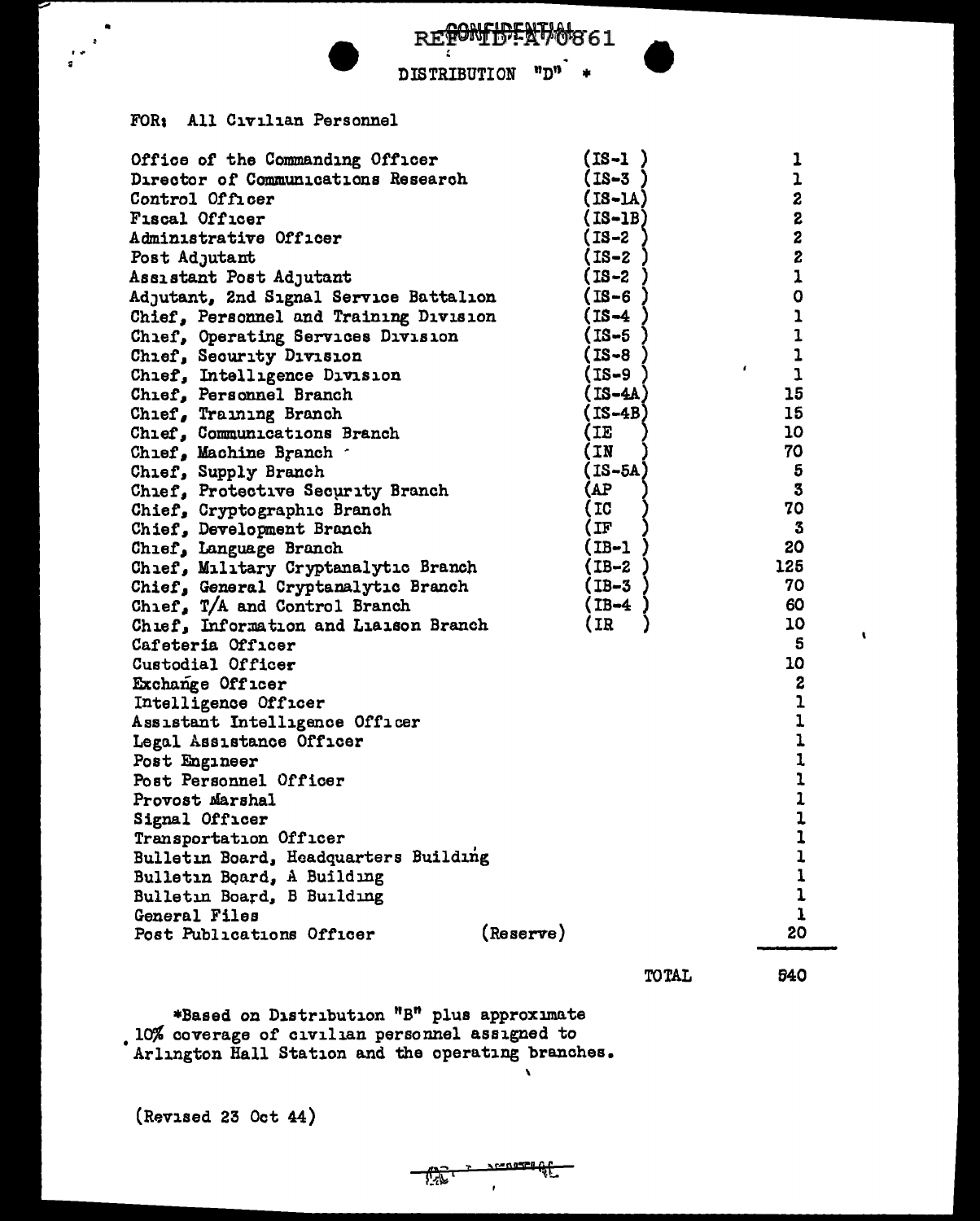CONFIDENTIAL

REF ID:A70861

DISTRIBUTION "D" *

FOR: All Civilian Personnel

| | | |
|---|---|---|
| Office of the Commanding Officer | (IS-1 ) | 1 |
| Director of Communications Research | (IS-3 ) | 1 |
| Control Officer | (IS-1A) | 2 |
| Fiscal Officer | (IS-1B) | 2 |
| Administrative Officer | (IS-2 ) | 2 |
| Post Adjutant | (IS-2 ) | 2 |
| Assistant Post Adjutant | (IS-2 ) | 1 |
| Adjutant, 2nd Signal Service Battalion | (IS-6 ) | 0 |
| Chief, Personnel and Training Division | (IS-4 ) | 1 |
| Chief, Operating Services Division | (IS-5 ) | 1 |
| Chief, Security Division | (IS-8 ) | 1 |
| Chief, Intelligence Division | (IS-9 ) | 1 |
| Chief, Personnel Branch | (IS-4A) | 15 |
| Chief, Training Branch | (IS-4B) | 15 |
| Chief, Communications Branch | (IE ) | 10 |
| Chief, Machine Branch | (IN ) | 70 |
| Chief, Supply Branch | (IS-5A) | 5 |
| Chief, Protective Security Branch | (AP ) | 3 |
| Chief, Cryptographic Branch | (IC ) | 70 |
| Chief, Development Branch | (IF ) | 3 |
| Chief, Language Branch | (IB-1 ) | 20 |
| Chief, Military Cryptanalytic Branch | (IB-2 ) | 125 |
| Chief, General Cryptanalytic Branch | (IB-3 ) | 70 |
| Chief, T/A and Control Branch | (IB-4 ) | 60 |
| Chief, Information and Liaison Branch | (IR ) | 10 |
| Cafeteria Officer | | 5 |
| Custodial Officer | | 10 |
| Exchange Officer | | 2 |
| Intelligence Officer | | 1 |
| Assistant Intelligence Officer | | 1 |
| Legal Assistance Officer | | 1 |
| Post Engineer | | 1 |
| Post Personnel Officer | | 1 |
| Provost Marshal | | 1 |
| Signal Officer | | 1 |
| Transportation Officer | | 1 |
| Bulletin Board, Headquarters Building | | 1 |
| Bulletin Board, A Building | | 1 |
| Bulletin Board, B Building | | 1 |
| General Files | | 1 |
| Post Publications Officer (Reserve) | | 20 |
| | TOTAL | 540 |

*Based on Distribution "B" plus approximate 10% coverage of civilian personnel assigned to Arlington Hall Station and the operating branches.

(Revised 23 Oct 44)

CONFIDENTIAL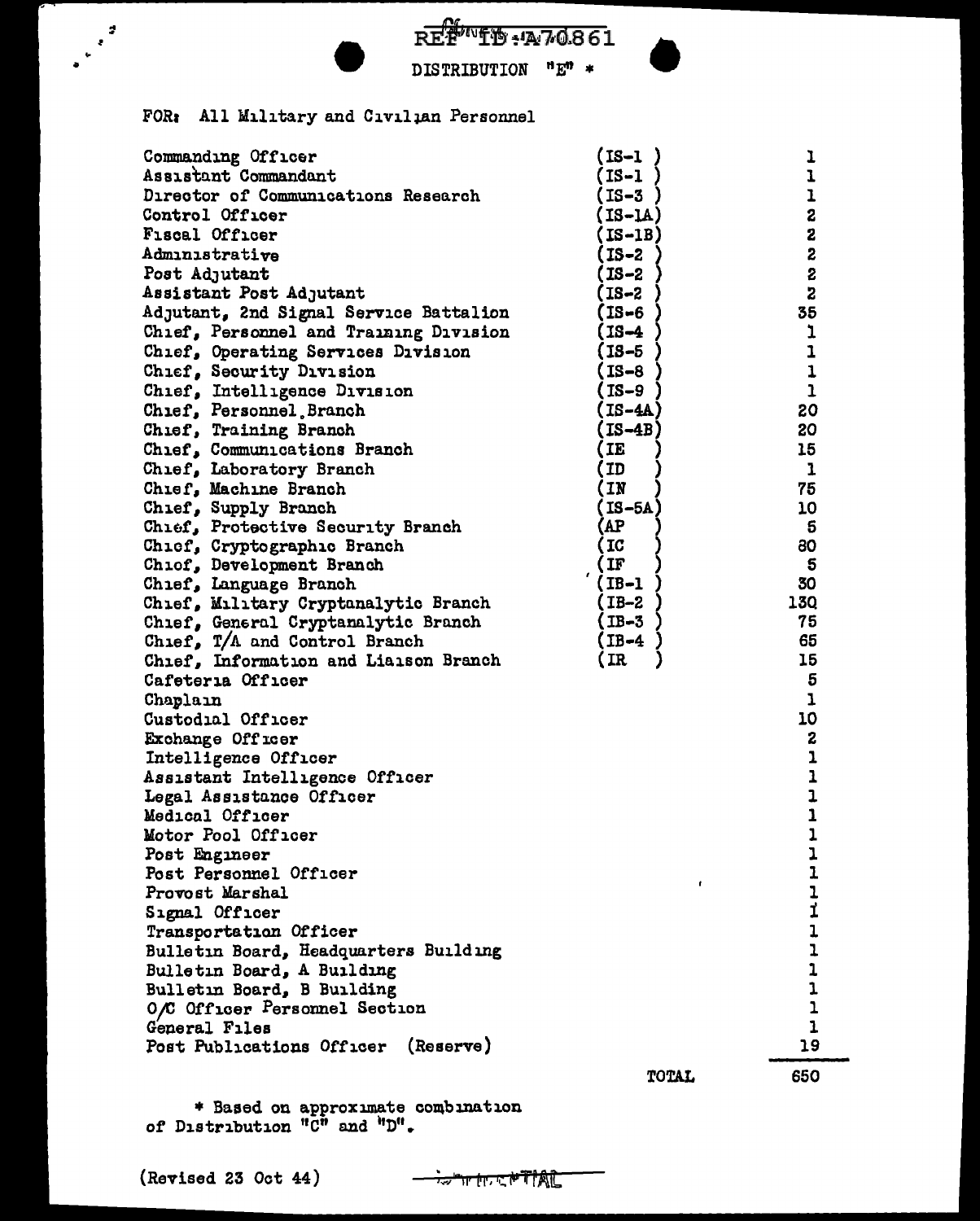REF ID:A70861

DISTRIBUTION "E" *

FOR: All Military and Civilian Personnel

| | | |
|---|---|---|
| Commanding Officer | (IS-1 ) | 1 |
| Assistant Commandant | (IS-1 ) | 1 |
| Director of Communications Research | (IS-3 ) | 1 |
| Control Officer | (IS-1A) | 2 |
| Fiscal Officer | (IS-1B) | 2 |
| Administrative | (IS-2 ) | 2 |
| Post Adjutant | (IS-2 ) | 2 |
| Assistant Post Adjutant | (IS-2 ) | 2 |
| Adjutant, 2nd Signal Service Battalion | (IS-6 ) | 35 |
| Chief, Personnel and Training Division | (IS-4 ) | 1 |
| Chief, Operating Services Division | (IS-5 ) | 1 |
| Chief, Security Division | (IS-8 ) | 1 |
| Chief, Intelligence Division | (IS-9 ) | 1 |
| Chief, Personnel Branch | (IS-4A) | 20 |
| Chief, Training Branch | (IS-4B) | 20 |
| Chief, Communications Branch | (IE ) | 15 |
| Chief, Laboratory Branch | (ID ) | 1 |
| Chief, Machine Branch | (IN ) | 75 |
| Chief, Supply Branch | (IS-5A) | 10 |
| Chief, Protective Security Branch | (AP ) | 5 |
| Chief, Cryptographic Branch | (IC ) | 80 |
| Chief, Development Branch | (IF ) | 5 |
| Chief, Language Branch | (IB-1 ) | 30 |
| Chief, Military Cryptanalytic Branch | (IB-2 ) | 130 |
| Chief, General Cryptanalytic Branch | (IB-3 ) | 75 |
| Chief, T/A and Control Branch | (IB-4 ) | 65 |
| Chief, Information and Liaison Branch | (IR ) | 15 |
| Cafeteria Officer | | 5 |
| Chaplain | | 1 |
| Custodial Officer | | 10 |
| Exchange Officer | | 2 |
| Intelligence Officer | | 1 |
| Assistant Intelligence Officer | | 1 |
| Legal Assistance Officer | | 1 |
| Medical Officer | | 1 |
| Motor Pool Officer | | 1 |
| Post Engineer | | 1 |
| Post Personnel Officer | | 1 |
| Provost Marshal | | 1 |
| Signal Officer | | 1 |
| Transportation Officer | | 1 |
| Bulletin Board, Headquarters Building | | 1 |
| Bulletin Board, A Building | | 1 |
| Bulletin Board, B Building | | 1 |
| O/C Officer Personnel Section | | 1 |
| General Files | | 1 |
| Post Publications Officer (Reserve) | | 19 |
| | TOTAL | 650 |

* Based on approximate combination of Distribution "C" and "D".

(Revised 23 Oct 44)